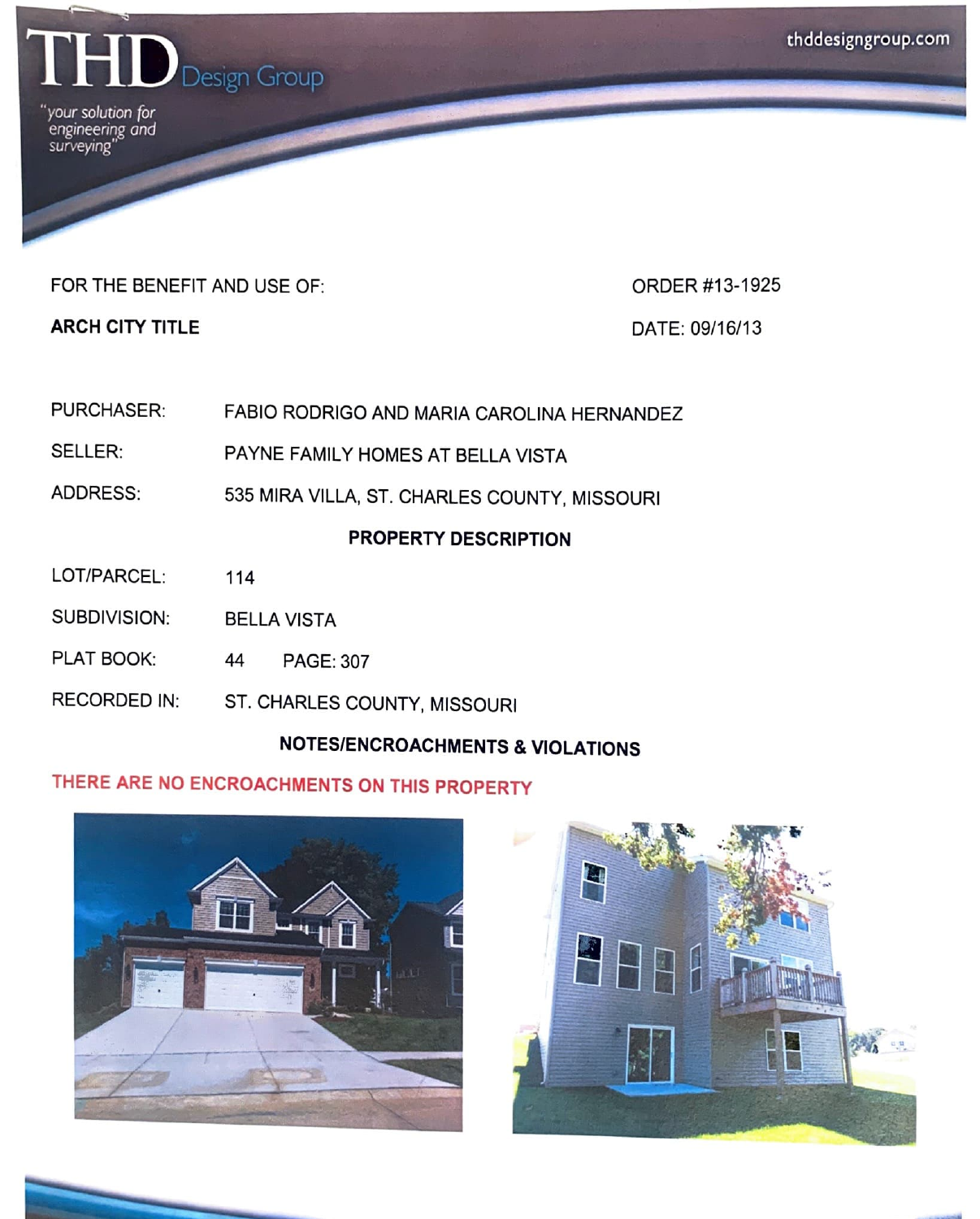# THD Design Group

*"your solution for engineering and surveying"*

thddesigngroup.com

FOR THE BENEFIT AND USE OF: ORDER #13-1925

**ARCH CITY TITLE** DATE: 09/16/13

PURCHASER: FABIO RODRIGO AND MARIA CAROLINA HERNANDEZ

SELLER: PAYNE FAMILY HOMES AT BELLA VISTA

ADDRESS: 535 MIRA VILLA, ST. CHARLES COUNTY, MISSOURI

## PROPERTY DESCRIPTION

LOT/PARCEL: 114

SUBDIVISION: BELLA VISTA

PLAT BOOK: 44 PAGE: 307

RECORDED IN: ST. CHARLES COUNTY, MISSOURI

## NOTES/ENCROACHMENTS & VIOLATIONS

**THERE ARE NO ENCROACHMENTS ON THIS PROPERTY**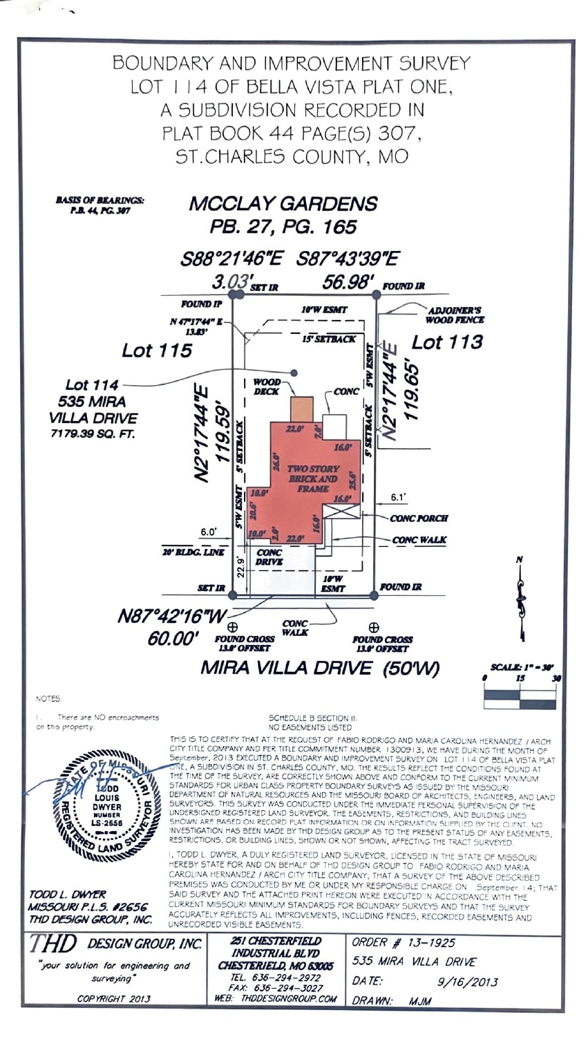# BOUNDARY AND IMPROVEMENT SURVEY
## LOT 114 OF BELLA VISTA PLAT ONE, A SUBDIVISION RECORDED IN PLAT BOOK 44 PAGE(S) 307, ST.CHARLES COUNTY, MO

**BASIS OF BEARINGS:**
**P.B. 44, PG. 307**

MCCLAY GARDENS
PB. 27, PG. 165

S88°21'46"E S87°43'39"E
3.03' SET IR 56.98' FOUND IR

FOUND IP
N 47°17'44" E
13.83'
10'W ESMT
15' SETBACK
ADJOINER'S WOOD FENCE

Lot 115

Lot 113

Lot 114
535 MIRA VILLA DRIVE
7179.39 SQ. FT.

N2°17'44"E
119.59'

N2°17'44"E
119.65'

WOOD DECK
CONC
5' SETBACK
5'W ESMT
22.0'
7.0'
16.0'
26.0'
TWO STORY BRICK AND FRAME
25.6'
10.0'
16.0'
20.6'
6.1'
16.0'
CONC PORCH
10.0'
2.0'
22.0'
CONC WALK
6.0'
20' BLDG. LINE
CONC DRIVE
22.9'
10'W ESMT
SET IR
FOUND IR

N87°42'16"W
60.00'
FOUND CROSS 13.0' OFFSET
CONC WALK
FOUND CROSS 13.0' OFFSET

MIRA VILLA DRIVE (50'W)

N

SCALE: 1" = 30'
0 15 30

NOTES:

1. There are NO encroachments on this property.

SCHEDULE B SECTION II:
NO EASEMENTS LISTED

THIS IS TO CERTIFY THAT AT THE REQUEST OF FABIO RODRIGO AND MARIA CAROLINA HERNANDEZ / ARCH CITY TITLE COMPANY AND PER TITLE COMMITMENT NUMBER 1300913, WE HAVE DURING THE MONTH OF September, 2013 EXECUTED A BOUNDARY AND IMPROVEMENT SURVEY ON LOT 114 OF BELLA VISTA PLAT ONE, A SUBDIVISION IN ST. CHARLES COUNTY, MO. THE RESULTS REFLECT THE CONDITIONS FOUND AT THE TIME OF THE SURVEY, ARE CORRECTLY SHOWN ABOVE AND CONFORM TO THE CURRENT MINIMUM STANDARDS FOR URBAN CLASS PROPERTY BOUNDARY SURVEYS AS ISSUED BY THE MISSOURI DEPARTMENT OF NATURAL RESOURCES AND THE MISSOURI BOARD OF ARCHITECTS, ENGINEERS, AND LAND SURVEYORS. THIS SURVEY WAS CONDUCTED UNDER THE IMMEDIATE PERSONAL SUPERVISION OF THE UNDERSIGNED REGISTERED LAND SURVEYOR. THE EASEMENTS, RESTRICTIONS, AND BUILDING LINES SHOWN ARE BASED ON RECORD PLAT INFORMATION OR ON INFORMATION SUPPLIED BY THE CLIENT. NO INVESTIGATION HAS BEEN MADE BY THD DESIGN GROUP AS TO THE PRESENT STATUS OF ANY EASEMENTS, RESTRICTIONS, OR BUILDING LINES, SHOWN OR NOT SHOWN, AFFECTING THE TRACT SURVEYED.

I, TODD L. DWYER, A DULY REGISTERED LAND SURVEYOR, LICENSED IN THE STATE OF MISSOURI HEREBY STATE FOR AND ON BEHALF OF THD DESIGN GROUP TO FABIO RODRIGO AND MARIA CAROLINA HERNANDEZ / ARCH CITY TITLE COMPANY, THAT A SURVEY OF THE ABOVE DESCRIBED PREMISES WAS CONDUCTED BY ME OR UNDER MY RESPONSIBLE CHARGE ON September 14; THAT SAID SURVEY AND THE ATTACHED PRINT HEREON WERE EXECUTED IN ACCORDANCE WITH THE CURRENT MISSOURI MINIMUM STANDARDS FOR BOUNDARY SURVEYS AND THAT THE SURVEY ACCURATELY REFLECTS ALL IMPROVEMENTS, INCLUDING FENCES, RECORDED EASEMENTS AND UNRECORDED VISIBLE EASEMENTS.

STATE OF MISSOURI
TODD LOUIS DWYER
NUMBER LS-2656
REGISTERED LAND SURVEYOR

**TODD L. DWYER**
**MISSOURI P.L.S. #2656**
**THD DESIGN GROUP, INC.**

| | | |
|---|---|---|
| THD DESIGN GROUP, INC. "your solution for engineering and surveying" COPYRIGHT 2013 | 251 CHESTERFIELD INDUSTRIAL BLVD CHESTERFIELD, MO 63005 TEL. 636-294-2972 FAX: 636-294-3027 WEB: THDDESIGNGROUP.COM | ORDER # 13-1925 535 MIRA VILLA DRIVE DATE: 9/16/2013 DRAWN: MJM |